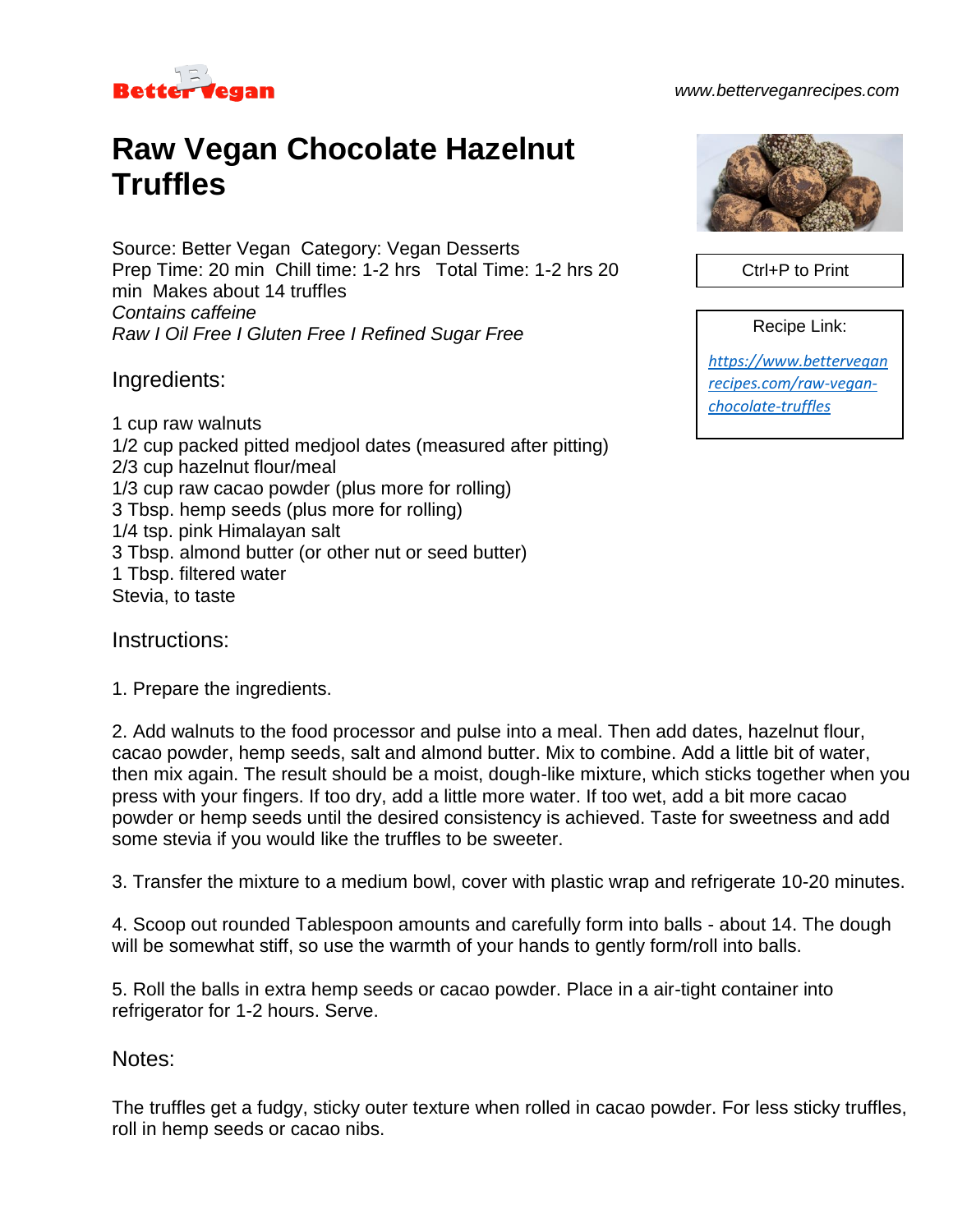Better Vegan

www.betterveganrecipes.com

# Raw Vegan Chocolate Hazelnut Truffles

Source: Better Vegan  Category: Vegan Desserts
Prep Time: 20 min  Chill time: 1-2 hrs  Total Time: 1-2 hrs 20 min  Makes about 14 truffles
*Contains caffeine*
*Raw I Oil Free I Gluten Free I Refined Sugar Free*

Ctrl+P to Print

Recipe Link:

https://www.betterveganrecipes.com/raw-vegan-chocolate-truffles

## Ingredients:

1 cup raw walnuts
1/2 cup packed pitted medjool dates (measured after pitting)
2/3 cup hazelnut flour/meal
1/3 cup raw cacao powder (plus more for rolling)
3 Tbsp. hemp seeds (plus more for rolling)
1/4 tsp. pink Himalayan salt
3 Tbsp. almond butter (or other nut or seed butter)
1 Tbsp. filtered water
Stevia, to taste

## Instructions:

1. Prepare the ingredients.

2. Add walnuts to the food processor and pulse into a meal. Then add dates, hazelnut flour, cacao powder, hemp seeds, salt and almond butter. Mix to combine. Add a little bit of water, then mix again. The result should be a moist, dough-like mixture, which sticks together when you press with your fingers. If too dry, add a little more water. If too wet, add a bit more cacao powder or hemp seeds until the desired consistency is achieved. Taste for sweetness and add some stevia if you would like the truffles to be sweeter.

3. Transfer the mixture to a medium bowl, cover with plastic wrap and refrigerate 10-20 minutes.

4. Scoop out rounded Tablespoon amounts and carefully form into balls - about 14. The dough will be somewhat stiff, so use the warmth of your hands to gently form/roll into balls.

5. Roll the balls in extra hemp seeds or cacao powder. Place in a air-tight container into refrigerator for 1-2 hours. Serve.

## Notes:

The truffles get a fudgy, sticky outer texture when rolled in cacao powder. For less sticky truffles, roll in hemp seeds or cacao nibs.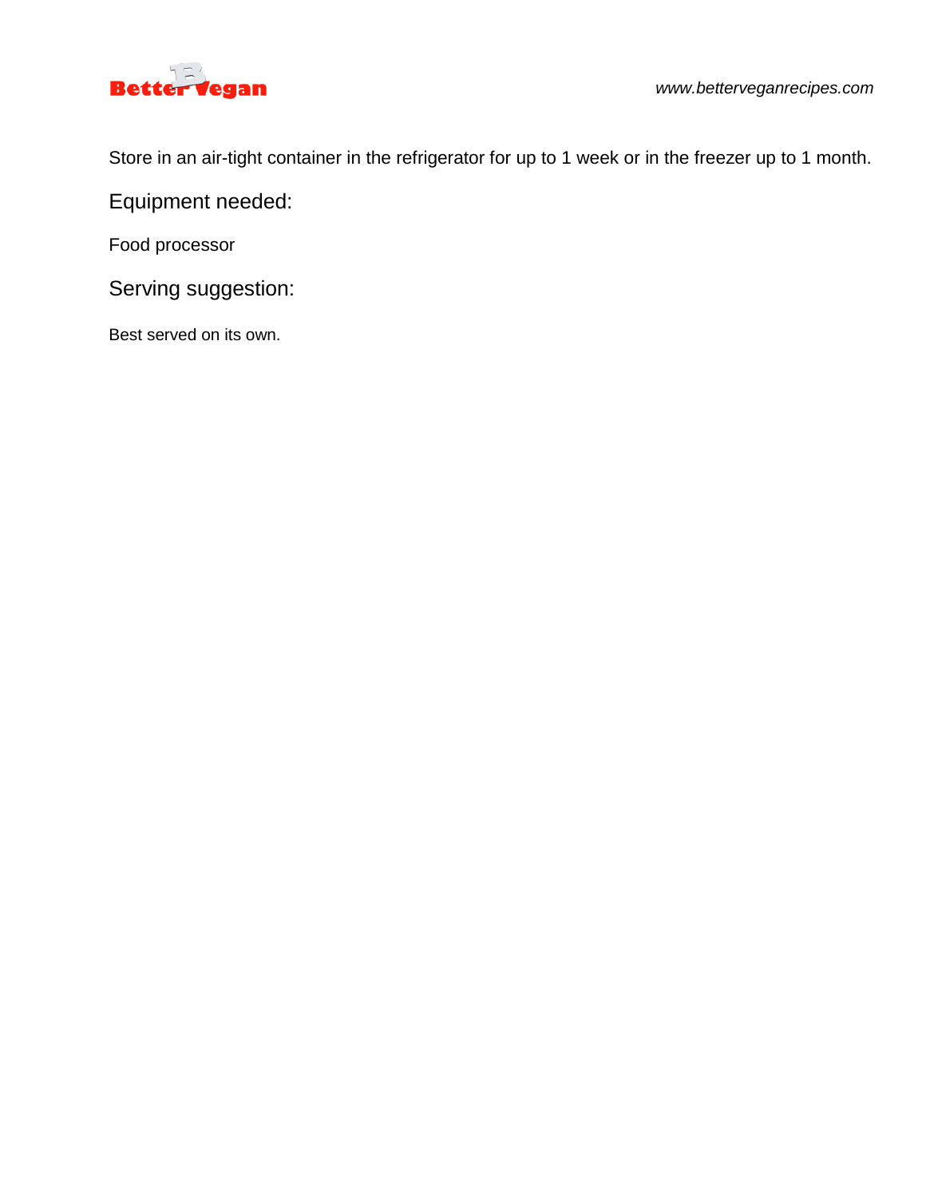Store in an air-tight container in the refrigerator for up to 1 week or in the freezer up to 1 month.

## Equipment needed:

Food processor

## Serving suggestion:

Best served on its own.